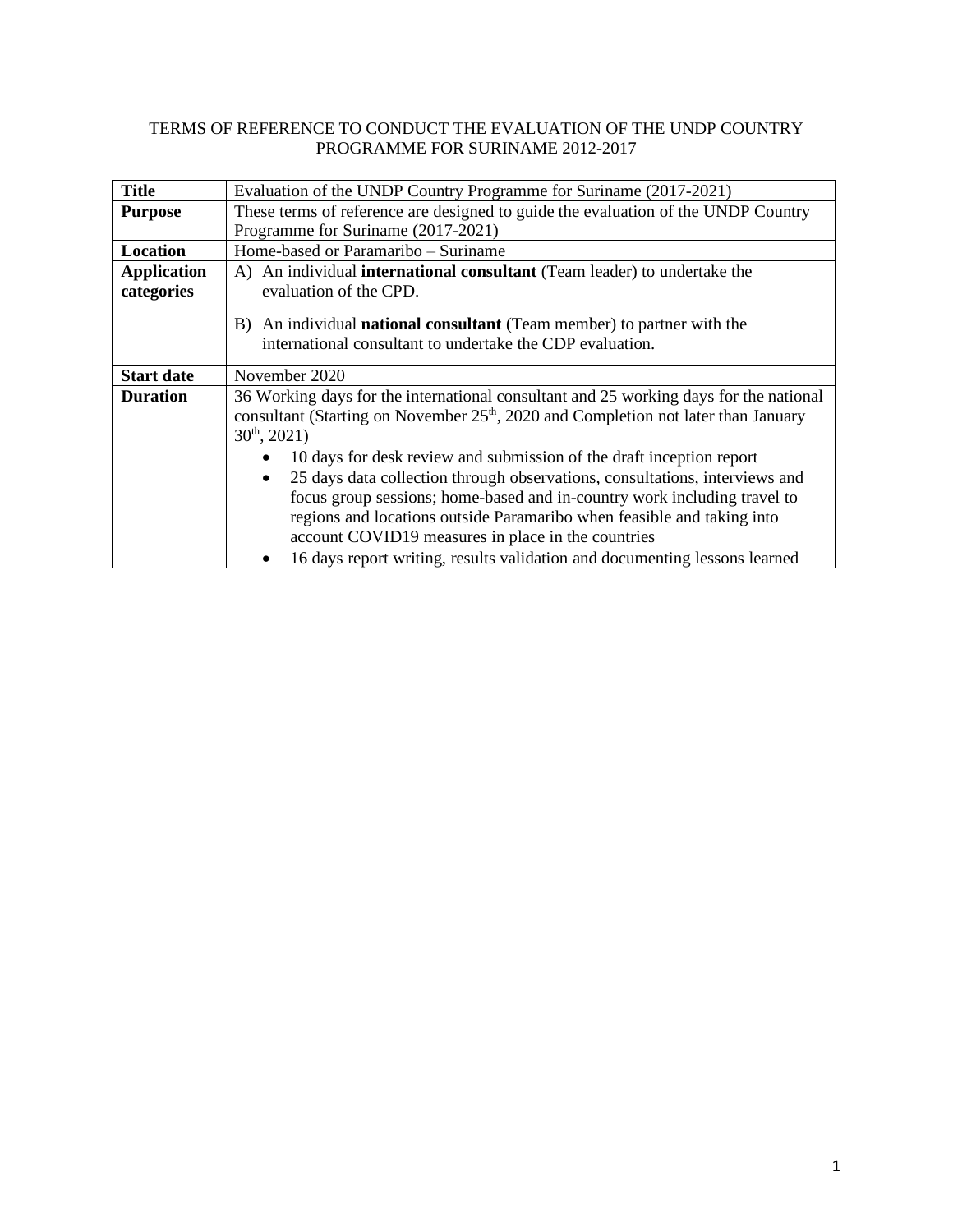# TERMS OF REFERENCE TO CONDUCT THE EVALUATION OF THE UNDP COUNTRY PROGRAMME FOR SURINAME 2012-2017

| **Title** | Evaluation of the UNDP Country Programme for Suriname (2017-2021) |
|---|---|
| **Purpose** | These terms of reference are designed to guide the evaluation of the UNDP Country Programme for Suriname (2017-2021) |
| **Location** | Home-based or Paramaribo – Suriname |
| **Application categories** | A) An individual **international consultant** (Team leader) to undertake the evaluation of the CPD.<br><br>B) An individual **national consultant** (Team member) to partner with the international consultant to undertake the CDP evaluation. |
| **Start date** | November 2020 |
| **Duration** | 36 Working days for the international consultant and 25 working days for the national consultant (Starting on November 25th, 2020 and Completion not later than January 30th, 2021)<br>• 10 days for desk review and submission of the draft inception report<br>• 25 days data collection through observations, consultations, interviews and focus group sessions; home-based and in-country work including travel to regions and locations outside Paramaribo when feasible and taking into account COVID19 measures in place in the countries<br>• 16 days report writing, results validation and documenting lessons learned |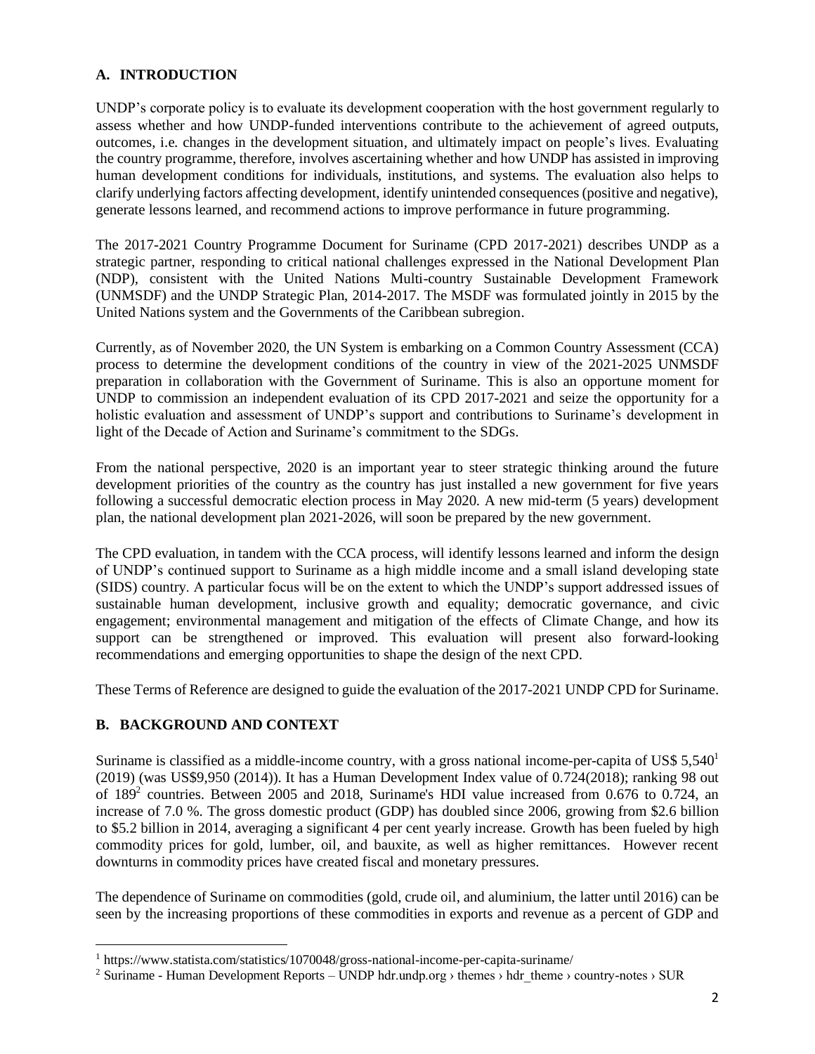## A. INTRODUCTION

UNDP's corporate policy is to evaluate its development cooperation with the host government regularly to assess whether and how UNDP-funded interventions contribute to the achievement of agreed outputs, outcomes, i.e. changes in the development situation, and ultimately impact on people's lives. Evaluating the country programme, therefore, involves ascertaining whether and how UNDP has assisted in improving human development conditions for individuals, institutions, and systems. The evaluation also helps to clarify underlying factors affecting development, identify unintended consequences (positive and negative), generate lessons learned, and recommend actions to improve performance in future programming.

The 2017-2021 Country Programme Document for Suriname (CPD 2017-2021) describes UNDP as a strategic partner, responding to critical national challenges expressed in the National Development Plan (NDP), consistent with the United Nations Multi-country Sustainable Development Framework (UNMSDF) and the UNDP Strategic Plan, 2014-2017. The MSDF was formulated jointly in 2015 by the United Nations system and the Governments of the Caribbean subregion.

Currently, as of November 2020, the UN System is embarking on a Common Country Assessment (CCA) process to determine the development conditions of the country in view of the 2021-2025 UNMSDF preparation in collaboration with the Government of Suriname. This is also an opportune moment for UNDP to commission an independent evaluation of its CPD 2017-2021 and seize the opportunity for a holistic evaluation and assessment of UNDP's support and contributions to Suriname's development in light of the Decade of Action and Suriname's commitment to the SDGs.

From the national perspective, 2020 is an important year to steer strategic thinking around the future development priorities of the country as the country has just installed a new government for five years following a successful democratic election process in May 2020. A new mid-term (5 years) development plan, the national development plan 2021-2026, will soon be prepared by the new government.

The CPD evaluation, in tandem with the CCA process, will identify lessons learned and inform the design of UNDP's continued support to Suriname as a high middle income and a small island developing state (SIDS) country. A particular focus will be on the extent to which the UNDP's support addressed issues of sustainable human development, inclusive growth and equality; democratic governance, and civic engagement; environmental management and mitigation of the effects of Climate Change, and how its support can be strengthened or improved. This evaluation will present also forward-looking recommendations and emerging opportunities to shape the design of the next CPD.

These Terms of Reference are designed to guide the evaluation of the 2017-2021 UNDP CPD for Suriname.

## B. BACKGROUND AND CONTEXT

Suriname is classified as a middle-income country, with a gross national income-per-capita of US$ 5,540[1] (2019) (was US$9,950 (2014)). It has a Human Development Index value of 0.724(2018); ranking 98 out of 189[2] countries. Between 2005 and 2018, Suriname's HDI value increased from 0.676 to 0.724, an increase of 7.0 %. The gross domestic product (GDP) has doubled since 2006, growing from $2.6 billion to $5.2 billion in 2014, averaging a significant 4 per cent yearly increase. Growth has been fueled by high commodity prices for gold, lumber, oil, and bauxite, as well as higher remittances. However recent downturns in commodity prices have created fiscal and monetary pressures.

The dependence of Suriname on commodities (gold, crude oil, and aluminium, the latter until 2016) can be seen by the increasing proportions of these commodities in exports and revenue as a percent of GDP and

---

[1] https://www.statista.com/statistics/1070048/gross-national-income-per-capita-suriname/

[2] Suriname - Human Development Reports – UNDP hdr.undp.org › themes › hdr_theme › country-notes › SUR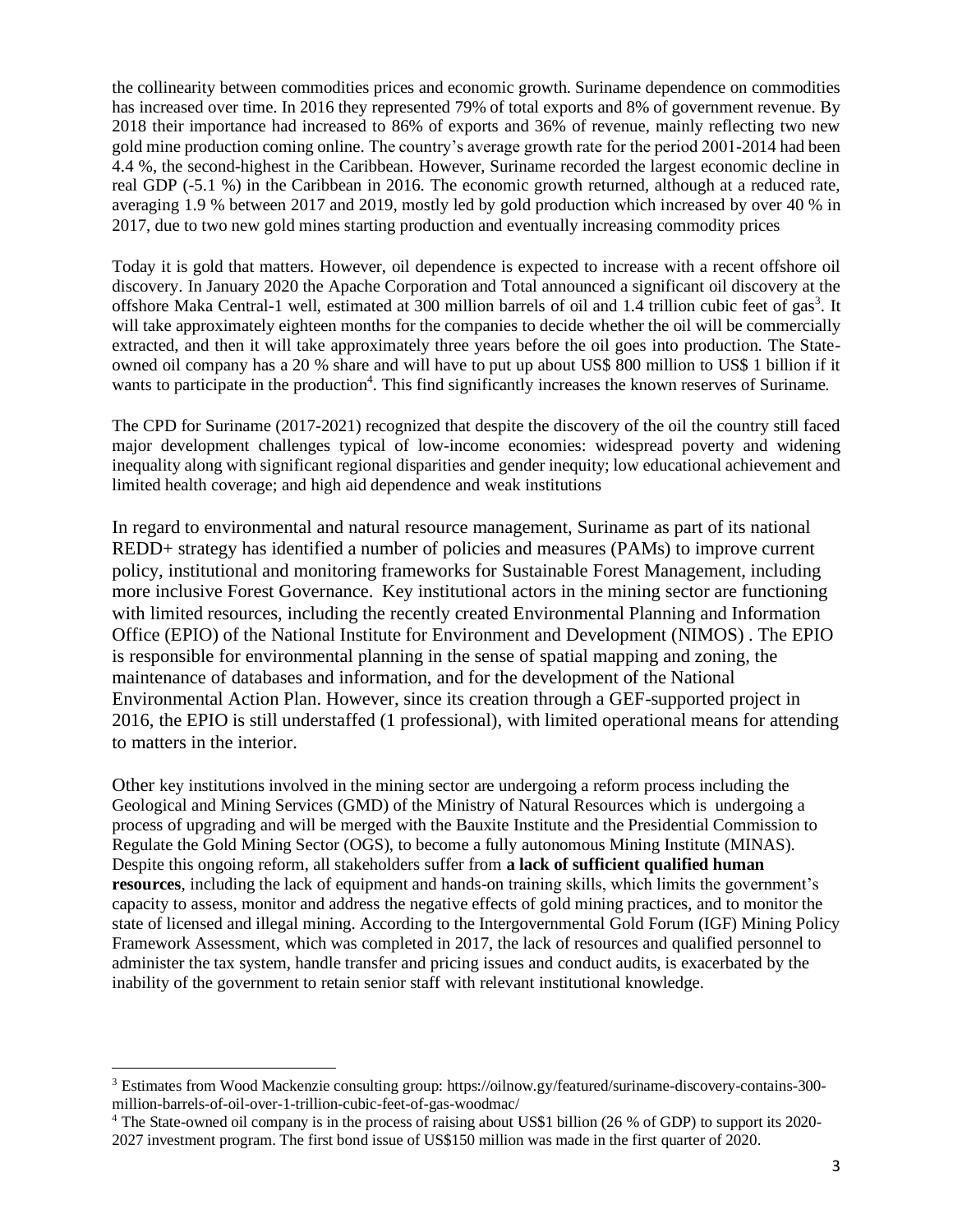the collinearity between commodities prices and economic growth. Suriname dependence on commodities has increased over time. In 2016 they represented 79% of total exports and 8% of government revenue. By 2018 their importance had increased to 86% of exports and 36% of revenue, mainly reflecting two new gold mine production coming online. The country's average growth rate for the period 2001-2014 had been 4.4 %, the second-highest in the Caribbean. However, Suriname recorded the largest economic decline in real GDP (-5.1 %) in the Caribbean in 2016. The economic growth returned, although at a reduced rate, averaging 1.9 % between 2017 and 2019, mostly led by gold production which increased by over 40 % in 2017, due to two new gold mines starting production and eventually increasing commodity prices

Today it is gold that matters. However, oil dependence is expected to increase with a recent offshore oil discovery. In January 2020 the Apache Corporation and Total announced a significant oil discovery at the offshore Maka Central-1 well, estimated at 300 million barrels of oil and 1.4 trillion cubic feet of gas[3]. It will take approximately eighteen months for the companies to decide whether the oil will be commercially extracted, and then it will take approximately three years before the oil goes into production. The State-owned oil company has a 20 % share and will have to put up about US$ 800 million to US$ 1 billion if it wants to participate in the production[4]. This find significantly increases the known reserves of Suriname.

The CPD for Suriname (2017-2021) recognized that despite the discovery of the oil the country still faced major development challenges typical of low-income economies: widespread poverty and widening inequality along with significant regional disparities and gender inequity; low educational achievement and limited health coverage; and high aid dependence and weak institutions

In regard to environmental and natural resource management, Suriname as part of its national REDD+ strategy has identified a number of policies and measures (PAMs) to improve current policy, institutional and monitoring frameworks for Sustainable Forest Management, including more inclusive Forest Governance. Key institutional actors in the mining sector are functioning with limited resources, including the recently created Environmental Planning and Information Office (EPIO) of the National Institute for Environment and Development (NIMOS) . The EPIO is responsible for environmental planning in the sense of spatial mapping and zoning, the maintenance of databases and information, and for the development of the National Environmental Action Plan. However, since its creation through a GEF-supported project in 2016, the EPIO is still understaffed (1 professional), with limited operational means for attending to matters in the interior.

Other key institutions involved in the mining sector are undergoing a reform process including the Geological and Mining Services (GMD) of the Ministry of Natural Resources which is undergoing a process of upgrading and will be merged with the Bauxite Institute and the Presidential Commission to Regulate the Gold Mining Sector (OGS), to become a fully autonomous Mining Institute (MINAS). Despite this ongoing reform, all stakeholders suffer from **a lack of sufficient qualified human resources**, including the lack of equipment and hands-on training skills, which limits the government's capacity to assess, monitor and address the negative effects of gold mining practices, and to monitor the state of licensed and illegal mining. According to the Intergovernmental Gold Forum (IGF) Mining Policy Framework Assessment, which was completed in 2017, the lack of resources and qualified personnel to administer the tax system, handle transfer and pricing issues and conduct audits, is exacerbated by the inability of the government to retain senior staff with relevant institutional knowledge.

---

[3] Estimates from Wood Mackenzie consulting group: https://oilnow.gy/featured/suriname-discovery-contains-300-million-barrels-of-oil-over-1-trillion-cubic-feet-of-gas-woodmac/

[4] The State-owned oil company is in the process of raising about US$1 billion (26 % of GDP) to support its 2020-2027 investment program. The first bond issue of US$150 million was made in the first quarter of 2020.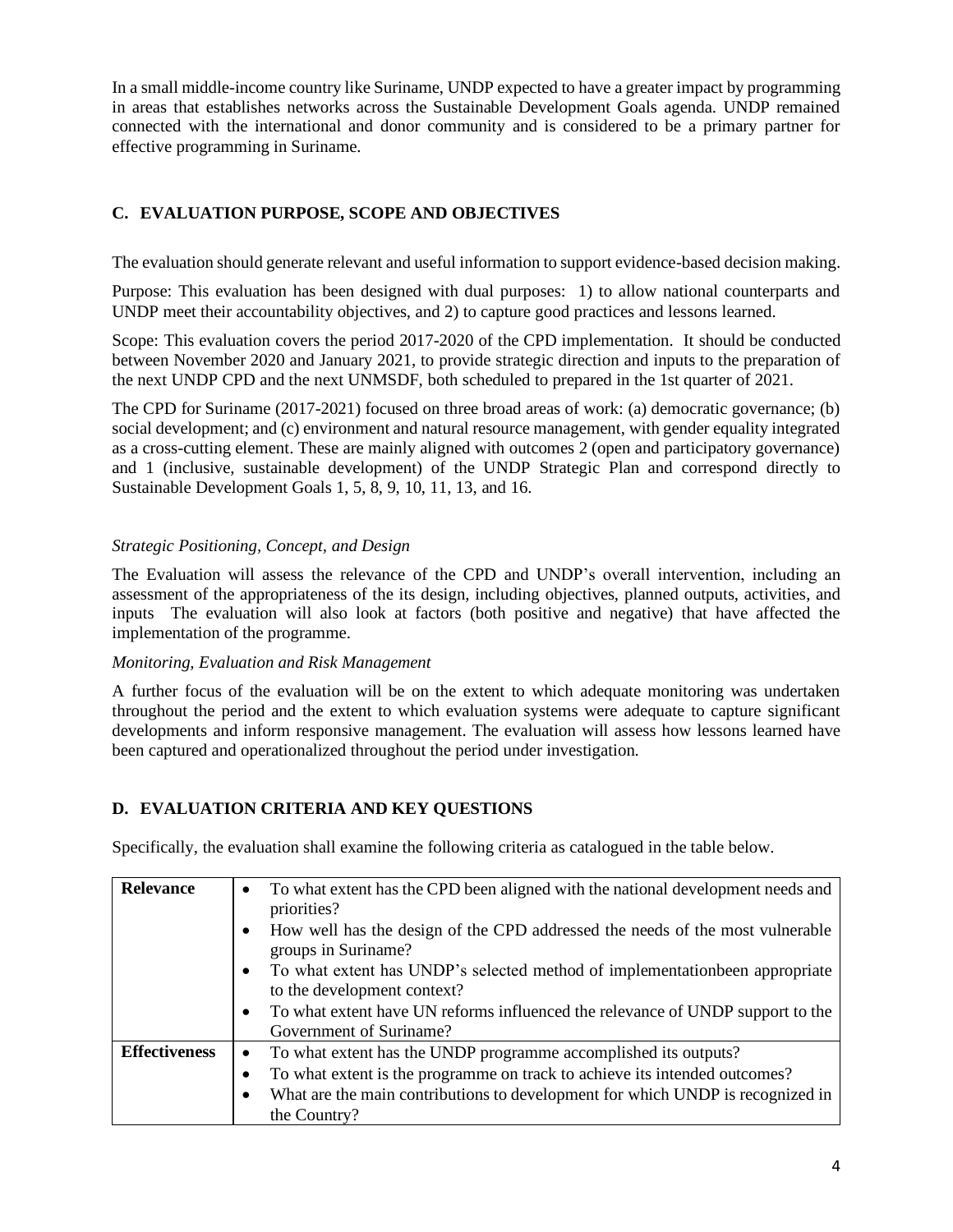In a small middle-income country like Suriname, UNDP expected to have a greater impact by programming in areas that establishes networks across the Sustainable Development Goals agenda. UNDP remained connected with the international and donor community and is considered to be a primary partner for effective programming in Suriname.

## C. EVALUATION PURPOSE, SCOPE AND OBJECTIVES

The evaluation should generate relevant and useful information to support evidence-based decision making.

Purpose: This evaluation has been designed with dual purposes: 1) to allow national counterparts and UNDP meet their accountability objectives, and 2) to capture good practices and lessons learned.

Scope: This evaluation covers the period 2017-2020 of the CPD implementation. It should be conducted between November 2020 and January 2021, to provide strategic direction and inputs to the preparation of the next UNDP CPD and the next UNMSDF, both scheduled to prepared in the 1st quarter of 2021.

The CPD for Suriname (2017-2021) focused on three broad areas of work: (a) democratic governance; (b) social development; and (c) environment and natural resource management, with gender equality integrated as a cross-cutting element. These are mainly aligned with outcomes 2 (open and participatory governance) and 1 (inclusive, sustainable development) of the UNDP Strategic Plan and correspond directly to Sustainable Development Goals 1, 5, 8, 9, 10, 11, 13, and 16.

*Strategic Positioning, Concept, and Design*

The Evaluation will assess the relevance of the CPD and UNDP's overall intervention, including an assessment of the appropriateness of the its design, including objectives, planned outputs, activities, and inputs The evaluation will also look at factors (both positive and negative) that have affected the implementation of the programme.

*Monitoring, Evaluation and Risk Management*

A further focus of the evaluation will be on the extent to which adequate monitoring was undertaken throughout the period and the extent to which evaluation systems were adequate to capture significant developments and inform responsive management. The evaluation will assess how lessons learned have been captured and operationalized throughout the period under investigation.

## D. EVALUATION CRITERIA AND KEY QUESTIONS

Specifically, the evaluation shall examine the following criteria as catalogued in the table below.

| | |
|---|---|
| **Relevance** | • To what extent has the CPD been aligned with the national development needs and priorities?<br>• How well has the design of the CPD addressed the needs of the most vulnerable groups in Suriname?<br>• To what extent has UNDP's selected method of implementationbeen appropriate to the development context?<br>• To what extent have UN reforms influenced the relevance of UNDP support to the Government of Suriname? |
| **Effectiveness** | • To what extent has the UNDP programme accomplished its outputs?<br>• To what extent is the programme on track to achieve its intended outcomes?<br>• What are the main contributions to development for which UNDP is recognized in the Country? |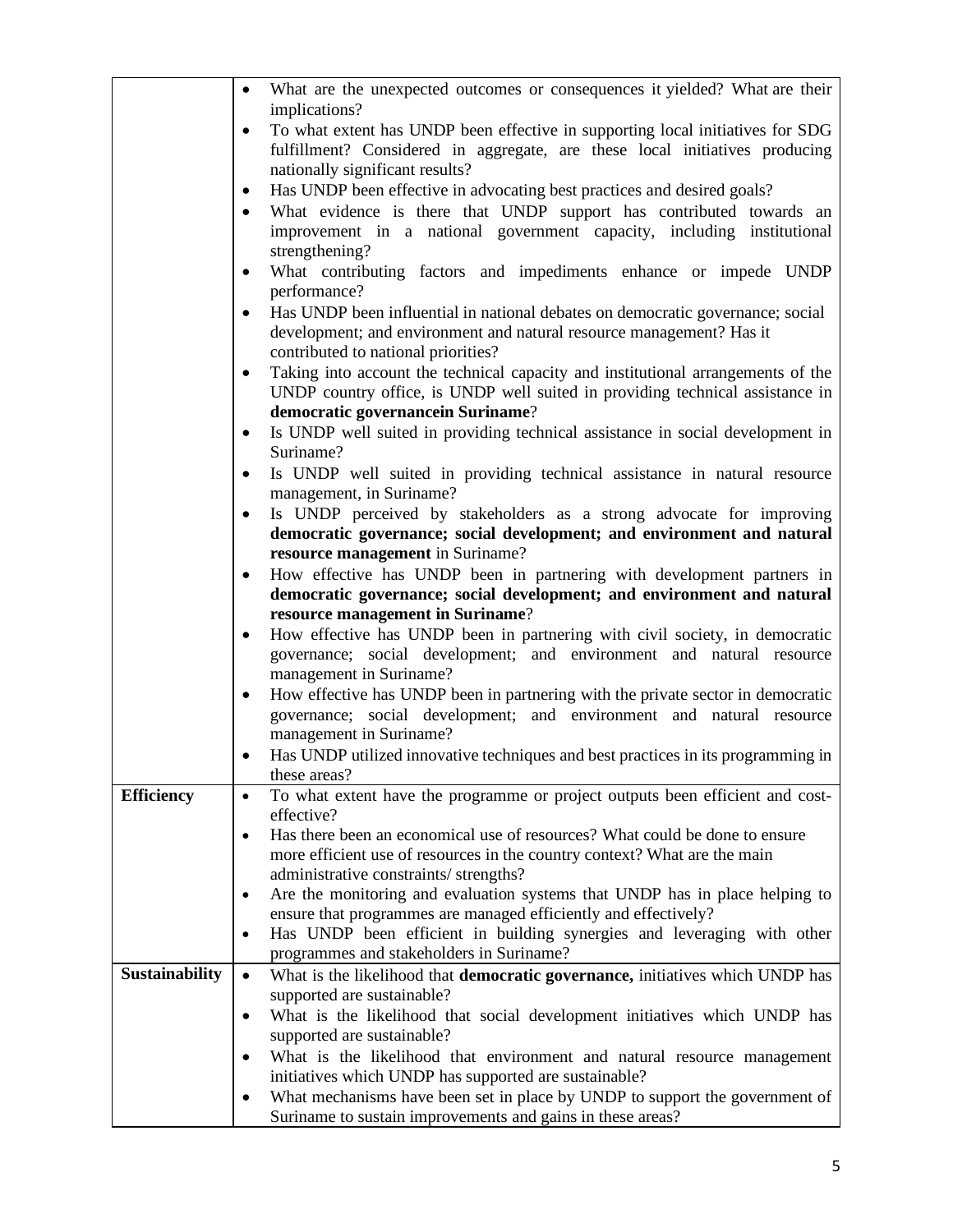| | |
|---|---|
| | • What are the unexpected outcomes or consequences it yielded? What are their implications?<br>• To what extent has UNDP been effective in supporting local initiatives for SDG fulfillment? Considered in aggregate, are these local initiatives producing nationally significant results?<br>• Has UNDP been effective in advocating best practices and desired goals?<br>• What evidence is there that UNDP support has contributed towards an improvement in a national government capacity, including institutional strengthening?<br>• What contributing factors and impediments enhance or impede UNDP performance?<br>• Has UNDP been influential in national debates on democratic governance; social development; and environment and natural resource management? Has it contributed to national priorities?<br>• Taking into account the technical capacity and institutional arrangements of the UNDP country office, is UNDP well suited in providing technical assistance in **democratic governancein Suriname**?<br>• Is UNDP well suited in providing technical assistance in social development in Suriname?<br>• Is UNDP well suited in providing technical assistance in natural resource management, in Suriname?<br>• Is UNDP perceived by stakeholders as a strong advocate for improving **democratic governance; social development; and environment and natural resource management** in Suriname?<br>• How effective has UNDP been in partnering with development partners in **democratic governance; social development; and environment and natural resource management in Suriname**?<br>• How effective has UNDP been in partnering with civil society, in democratic governance; social development; and environment and natural resource management in Suriname?<br>• How effective has UNDP been in partnering with the private sector in democratic governance; social development; and environment and natural resource management in Suriname?<br>• Has UNDP utilized innovative techniques and best practices in its programming in these areas? |
| **Efficiency** | • To what extent have the programme or project outputs been efficient and cost-effective?<br>• Has there been an economical use of resources? What could be done to ensure more efficient use of resources in the country context? What are the main administrative constraints/ strengths?<br>• Are the monitoring and evaluation systems that UNDP has in place helping to ensure that programmes are managed efficiently and effectively?<br>• Has UNDP been efficient in building synergies and leveraging with other programmes and stakeholders in Suriname? |
| **Sustainability** | • What is the likelihood that **democratic governance,** initiatives which UNDP has supported are sustainable?<br>• What is the likelihood that social development initiatives which UNDP has supported are sustainable?<br>• What is the likelihood that environment and natural resource management initiatives which UNDP has supported are sustainable?<br>• What mechanisms have been set in place by UNDP to support the government of Suriname to sustain improvements and gains in these areas? |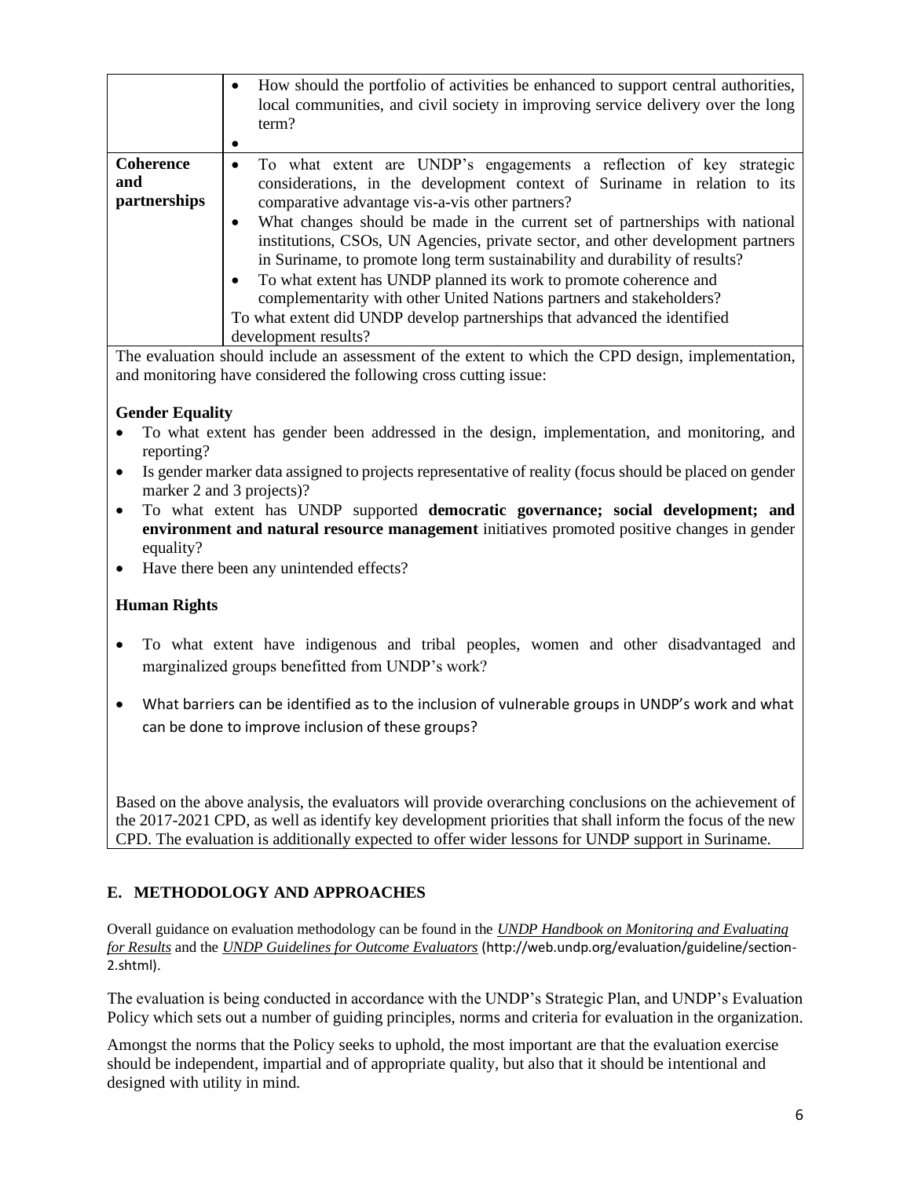| | |
|---|---|
| | • How should the portfolio of activities be enhanced to support central authorities, local communities, and civil society in improving service delivery over the long term?<br>• |
| **Coherence and partnerships** | • To what extent are UNDP's engagements a reflection of key strategic considerations, in the development context of Suriname in relation to its comparative advantage vis-a-vis other partners?<br>• What changes should be made in the current set of partnerships with national institutions, CSOs, UN Agencies, private sector, and other development partners in Suriname, to promote long term sustainability and durability of results?<br>• To what extent has UNDP planned its work to promote coherence and complementarity with other United Nations partners and stakeholders?<br>To what extent did UNDP develop partnerships that advanced the identified development results? |

The evaluation should include an assessment of the extent to which the CPD design, implementation, and monitoring have considered the following cross cutting issue:

**Gender Equality**

- To what extent has gender been addressed in the design, implementation, and monitoring, and reporting?
- Is gender marker data assigned to projects representative of reality (focus should be placed on gender marker 2 and 3 projects)?
- To what extent has UNDP supported **democratic governance; social development; and environment and natural resource management** initiatives promoted positive changes in gender equality?
- Have there been any unintended effects?

**Human Rights**

- To what extent have indigenous and tribal peoples, women and other disadvantaged and marginalized groups benefitted from UNDP's work?
- What barriers can be identified as to the inclusion of vulnerable groups in UNDP's work and what can be done to improve inclusion of these groups?

Based on the above analysis, the evaluators will provide overarching conclusions on the achievement of the 2017-2021 CPD, as well as identify key development priorities that shall inform the focus of the new CPD. The evaluation is additionally expected to offer wider lessons for UNDP support in Suriname.

## E. METHODOLOGY AND APPROACHES

Overall guidance on evaluation methodology can be found in the *UNDP Handbook on Monitoring and Evaluating for Results* and the *UNDP Guidelines for Outcome Evaluators* (http://web.undp.org/evaluation/guideline/section-2.shtml).

The evaluation is being conducted in accordance with the UNDP's Strategic Plan, and UNDP's Evaluation Policy which sets out a number of guiding principles, norms and criteria for evaluation in the organization.

Amongst the norms that the Policy seeks to uphold, the most important are that the evaluation exercise should be independent, impartial and of appropriate quality, but also that it should be intentional and designed with utility in mind.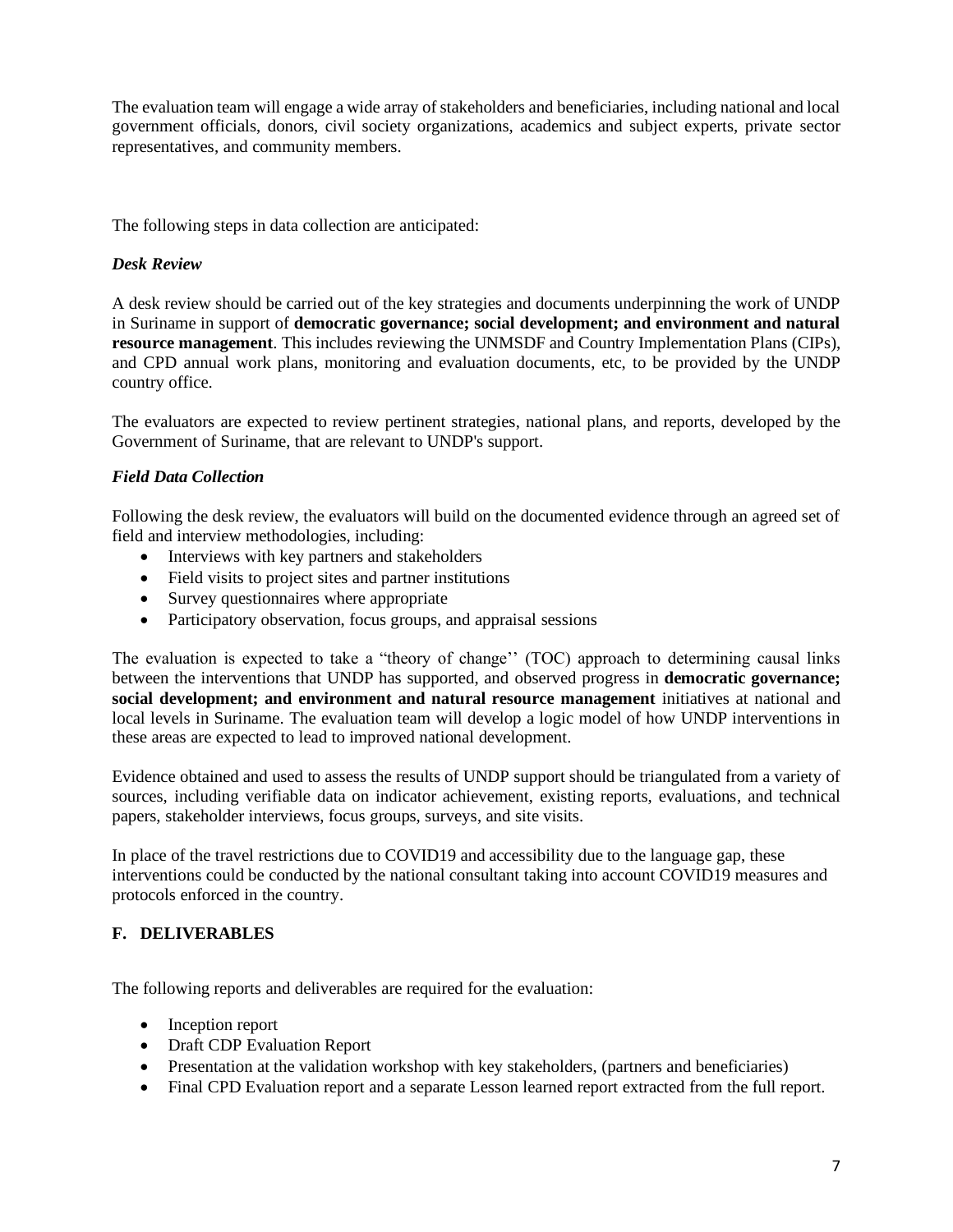The evaluation team will engage a wide array of stakeholders and beneficiaries, including national and local government officials, donors, civil society organizations, academics and subject experts, private sector representatives, and community members.

The following steps in data collection are anticipated:

### *Desk Review*

A desk review should be carried out of the key strategies and documents underpinning the work of UNDP in Suriname in support of **democratic governance; social development; and environment and natural resource management**. This includes reviewing the UNMSDF and Country Implementation Plans (CIPs), and CPD annual work plans, monitoring and evaluation documents, etc, to be provided by the UNDP country office.

The evaluators are expected to review pertinent strategies, national plans, and reports, developed by the Government of Suriname, that are relevant to UNDP's support.

### *Field Data Collection*

Following the desk review, the evaluators will build on the documented evidence through an agreed set of field and interview methodologies, including:

- Interviews with key partners and stakeholders
- Field visits to project sites and partner institutions
- Survey questionnaires where appropriate
- Participatory observation, focus groups, and appraisal sessions

The evaluation is expected to take a "theory of change'' (TOC) approach to determining causal links between the interventions that UNDP has supported, and observed progress in **democratic governance; social development; and environment and natural resource management** initiatives at national and local levels in Suriname. The evaluation team will develop a logic model of how UNDP interventions in these areas are expected to lead to improved national development.

Evidence obtained and used to assess the results of UNDP support should be triangulated from a variety of sources, including verifiable data on indicator achievement, existing reports, evaluations, and technical papers, stakeholder interviews, focus groups, surveys, and site visits.

In place of the travel restrictions due to COVID19 and accessibility due to the language gap, these interventions could be conducted by the national consultant taking into account COVID19 measures and protocols enforced in the country.

## F. DELIVERABLES

The following reports and deliverables are required for the evaluation:

- Inception report
- Draft CDP Evaluation Report
- Presentation at the validation workshop with key stakeholders, (partners and beneficiaries)
- Final CPD Evaluation report and a separate Lesson learned report extracted from the full report.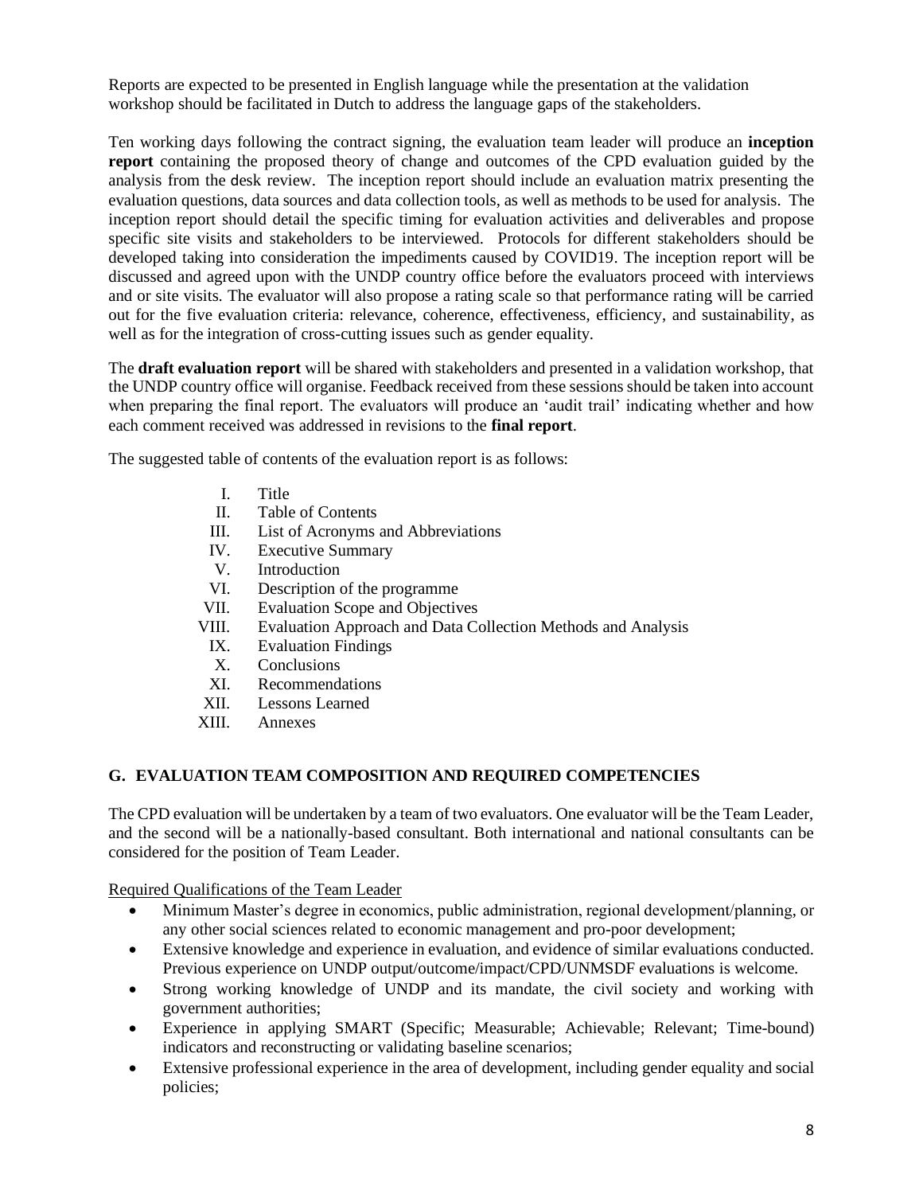Reports are expected to be presented in English language while the presentation at the validation workshop should be facilitated in Dutch to address the language gaps of the stakeholders.

Ten working days following the contract signing, the evaluation team leader will produce an **inception report** containing the proposed theory of change and outcomes of the CPD evaluation guided by the analysis from the desk review. The inception report should include an evaluation matrix presenting the evaluation questions, data sources and data collection tools, as well as methods to be used for analysis. The inception report should detail the specific timing for evaluation activities and deliverables and propose specific site visits and stakeholders to be interviewed. Protocols for different stakeholders should be developed taking into consideration the impediments caused by COVID19. The inception report will be discussed and agreed upon with the UNDP country office before the evaluators proceed with interviews and or site visits. The evaluator will also propose a rating scale so that performance rating will be carried out for the five evaluation criteria: relevance, coherence, effectiveness, efficiency, and sustainability, as well as for the integration of cross-cutting issues such as gender equality.

The **draft evaluation report** will be shared with stakeholders and presented in a validation workshop, that the UNDP country office will organise. Feedback received from these sessions should be taken into account when preparing the final report. The evaluators will produce an 'audit trail' indicating whether and how each comment received was addressed in revisions to the **final report**.

The suggested table of contents of the evaluation report is as follows:

I. Title
II. Table of Contents
III. List of Acronyms and Abbreviations
IV. Executive Summary
V. Introduction
VI. Description of the programme
VII. Evaluation Scope and Objectives
VIII. Evaluation Approach and Data Collection Methods and Analysis
IX. Evaluation Findings
X. Conclusions
XI. Recommendations
XII. Lessons Learned
XIII. Annexes

## G. EVALUATION TEAM COMPOSITION AND REQUIRED COMPETENCIES

The CPD evaluation will be undertaken by a team of two evaluators. One evaluator will be the Team Leader, and the second will be a nationally-based consultant. Both international and national consultants can be considered for the position of Team Leader.

Required Qualifications of the Team Leader

- Minimum Master's degree in economics, public administration, regional development/planning, or any other social sciences related to economic management and pro-poor development;
- Extensive knowledge and experience in evaluation, and evidence of similar evaluations conducted. Previous experience on UNDP output/outcome/impact/CPD/UNMSDF evaluations is welcome.
- Strong working knowledge of UNDP and its mandate, the civil society and working with government authorities;
- Experience in applying SMART (Specific; Measurable; Achievable; Relevant; Time-bound) indicators and reconstructing or validating baseline scenarios;
- Extensive professional experience in the area of development, including gender equality and social policies;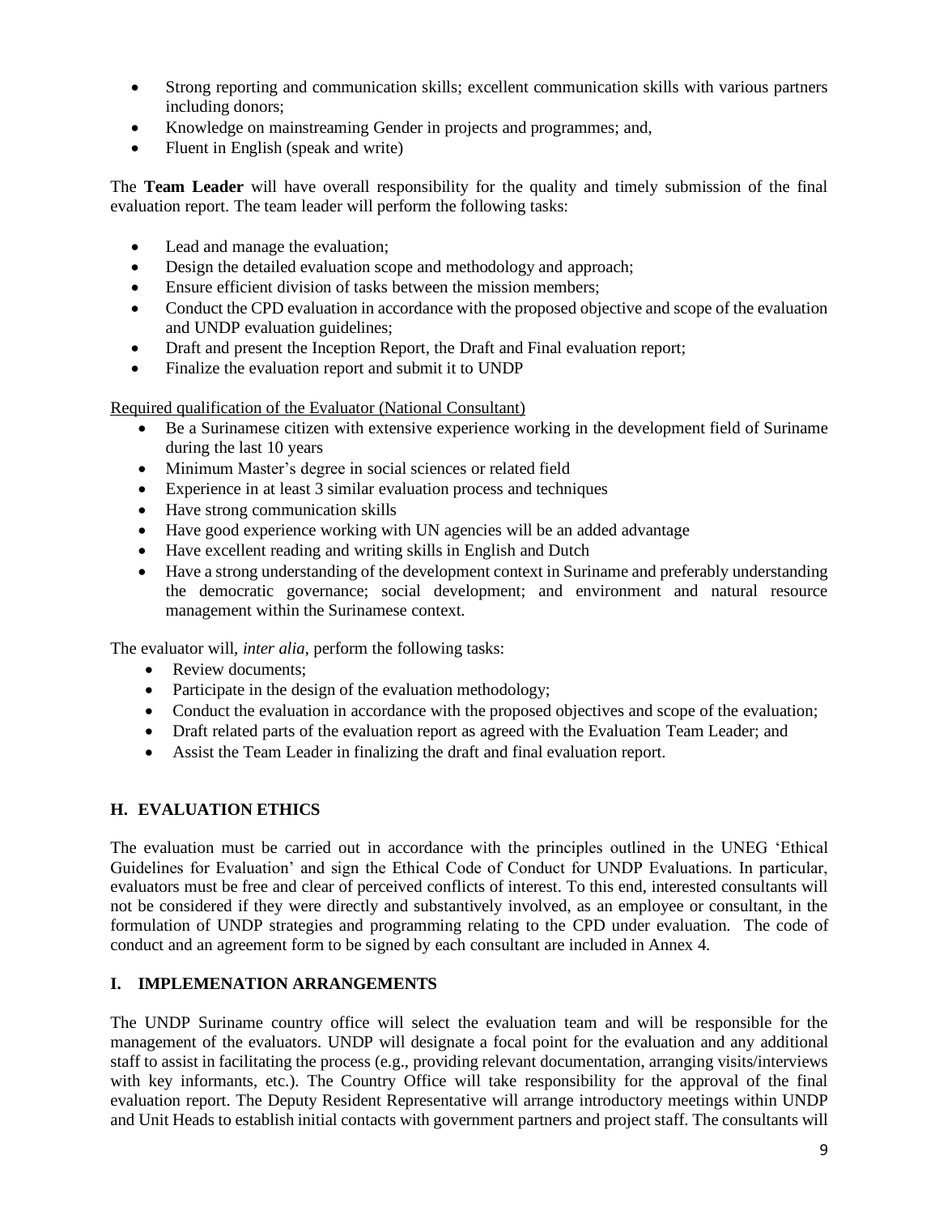- Strong reporting and communication skills; excellent communication skills with various partners including donors;
- Knowledge on mainstreaming Gender in projects and programmes; and,
- Fluent in English (speak and write)

The **Team Leader** will have overall responsibility for the quality and timely submission of the final evaluation report. The team leader will perform the following tasks:

- Lead and manage the evaluation;
- Design the detailed evaluation scope and methodology and approach;
- Ensure efficient division of tasks between the mission members;
- Conduct the CPD evaluation in accordance with the proposed objective and scope of the evaluation and UNDP evaluation guidelines;
- Draft and present the Inception Report, the Draft and Final evaluation report;
- Finalize the evaluation report and submit it to UNDP

Required qualification of the Evaluator (National Consultant)

- Be a Surinamese citizen with extensive experience working in the development field of Suriname during the last 10 years
- Minimum Master's degree in social sciences or related field
- Experience in at least 3 similar evaluation process and techniques
- Have strong communication skills
- Have good experience working with UN agencies will be an added advantage
- Have excellent reading and writing skills in English and Dutch
- Have a strong understanding of the development context in Suriname and preferably understanding the democratic governance; social development; and environment and natural resource management within the Surinamese context.

The evaluator will, *inter alia*, perform the following tasks:

- Review documents;
- Participate in the design of the evaluation methodology;
- Conduct the evaluation in accordance with the proposed objectives and scope of the evaluation;
- Draft related parts of the evaluation report as agreed with the Evaluation Team Leader; and
- Assist the Team Leader in finalizing the draft and final evaluation report.

## H. EVALUATION ETHICS

The evaluation must be carried out in accordance with the principles outlined in the UNEG 'Ethical Guidelines for Evaluation' and sign the Ethical Code of Conduct for UNDP Evaluations. In particular, evaluators must be free and clear of perceived conflicts of interest. To this end, interested consultants will not be considered if they were directly and substantively involved, as an employee or consultant, in the formulation of UNDP strategies and programming relating to the CPD under evaluation. The code of conduct and an agreement form to be signed by each consultant are included in Annex 4.

## I. IMPLEMENATION ARRANGEMENTS

The UNDP Suriname country office will select the evaluation team and will be responsible for the management of the evaluators. UNDP will designate a focal point for the evaluation and any additional staff to assist in facilitating the process (e.g., providing relevant documentation, arranging visits/interviews with key informants, etc.). The Country Office will take responsibility for the approval of the final evaluation report. The Deputy Resident Representative will arrange introductory meetings within UNDP and Unit Heads to establish initial contacts with government partners and project staff. The consultants will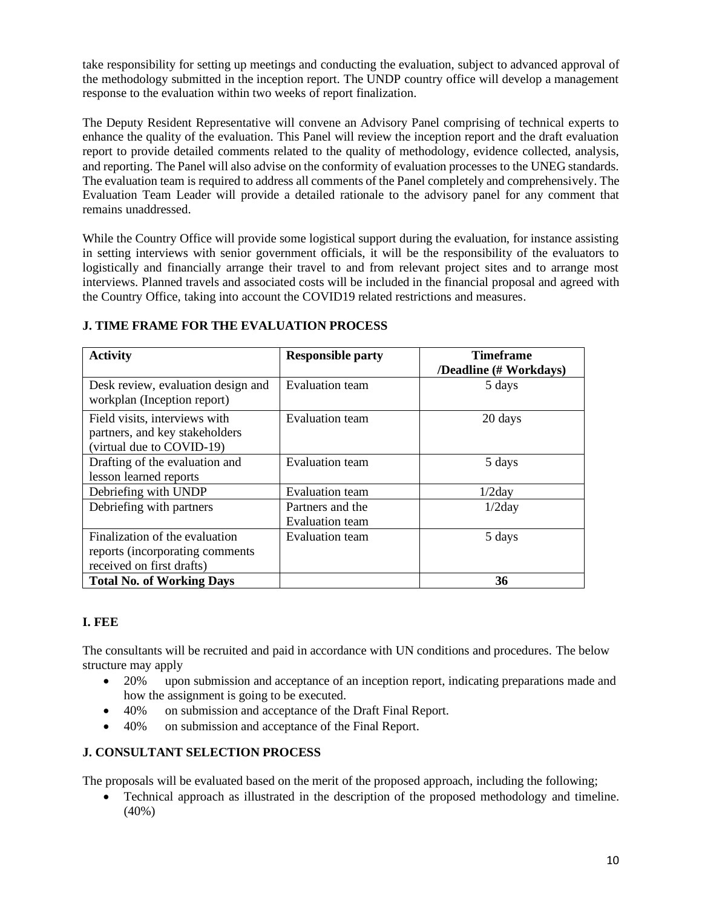take responsibility for setting up meetings and conducting the evaluation, subject to advanced approval of the methodology submitted in the inception report. The UNDP country office will develop a management response to the evaluation within two weeks of report finalization.

The Deputy Resident Representative will convene an Advisory Panel comprising of technical experts to enhance the quality of the evaluation. This Panel will review the inception report and the draft evaluation report to provide detailed comments related to the quality of methodology, evidence collected, analysis, and reporting. The Panel will also advise on the conformity of evaluation processes to the UNEG standards. The evaluation team is required to address all comments of the Panel completely and comprehensively. The Evaluation Team Leader will provide a detailed rationale to the advisory panel for any comment that remains unaddressed.

While the Country Office will provide some logistical support during the evaluation, for instance assisting in setting interviews with senior government officials, it will be the responsibility of the evaluators to logistically and financially arrange their travel to and from relevant project sites and to arrange most interviews. Planned travels and associated costs will be included in the financial proposal and agreed with the Country Office, taking into account the COVID19 related restrictions and measures.

## J. TIME FRAME FOR THE EVALUATION PROCESS

| Activity | Responsible party | Timeframe /Deadline (# Workdays) |
|---|---|---|
| Desk review, evaluation design and workplan (Inception report) | Evaluation team | 5 days |
| Field visits, interviews with partners, and key stakeholders (virtual due to COVID-19) | Evaluation team | 20 days |
| Drafting of the evaluation and lesson learned reports | Evaluation team | 5 days |
| Debriefing with UNDP | Evaluation team | 1/2day |
| Debriefing with partners | Partners and the Evaluation team | 1/2day |
| Finalization of the evaluation reports (incorporating comments received on first drafts) | Evaluation team | 5 days |
| **Total No. of Working Days** | | **36** |

## I. FEE

The consultants will be recruited and paid in accordance with UN conditions and procedures. The below structure may apply

- 20% upon submission and acceptance of an inception report, indicating preparations made and how the assignment is going to be executed.
- 40% on submission and acceptance of the Draft Final Report.
- 40% on submission and acceptance of the Final Report.

## J. CONSULTANT SELECTION PROCESS

The proposals will be evaluated based on the merit of the proposed approach, including the following;

- Technical approach as illustrated in the description of the proposed methodology and timeline. (40%)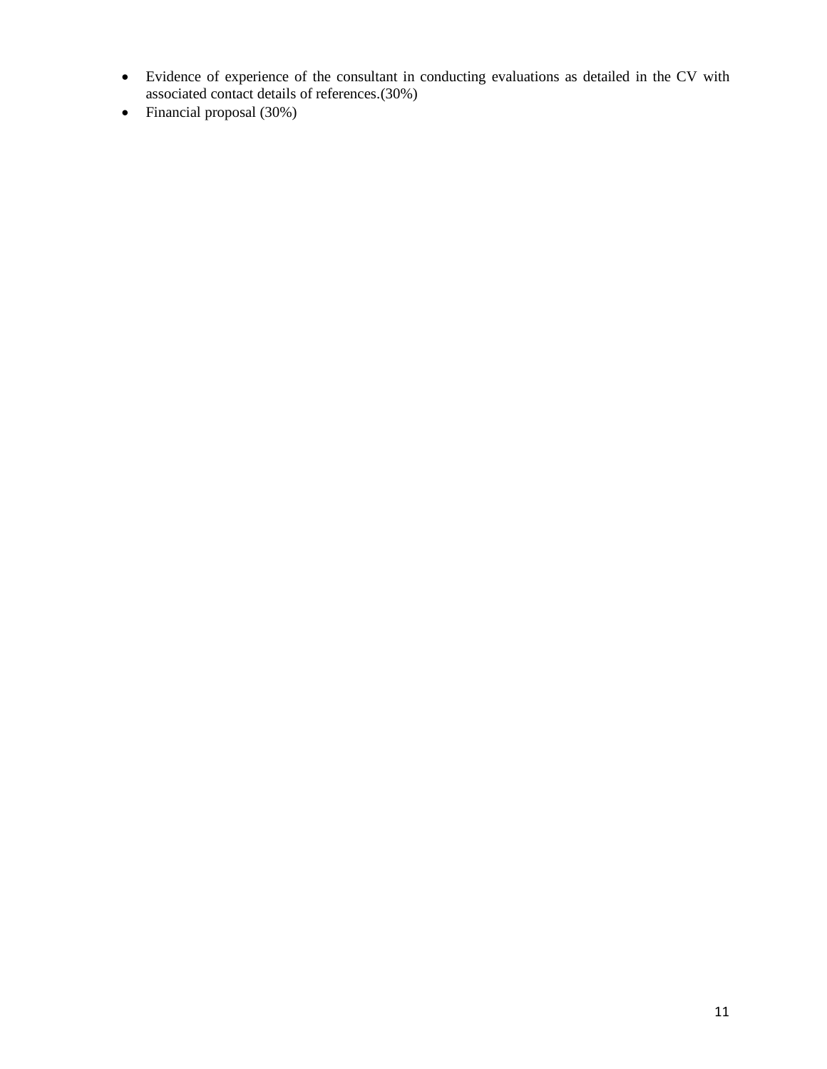- Evidence of experience of the consultant in conducting evaluations as detailed in the CV with associated contact details of references.(30%)
- Financial proposal (30%)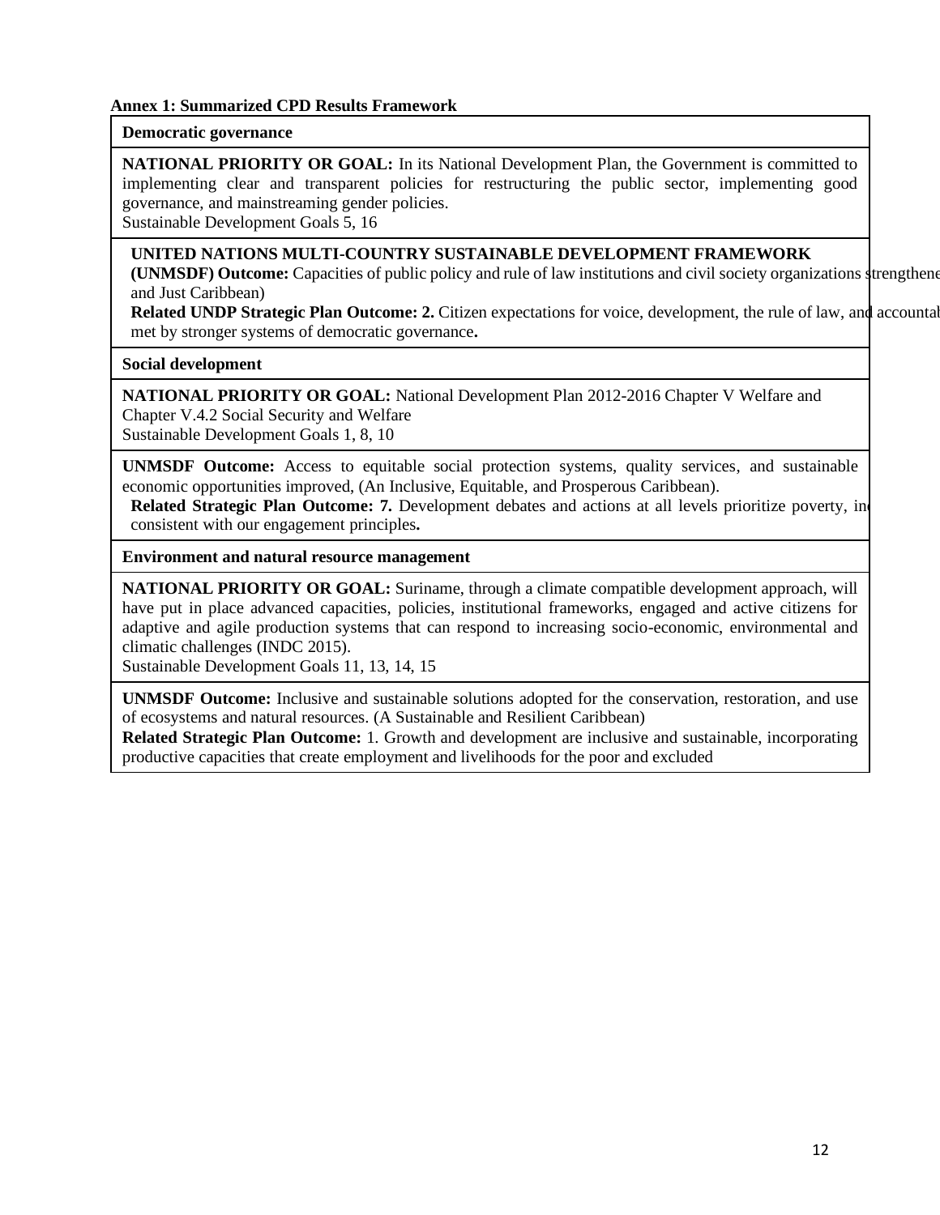**Annex 1: Summarized CPD Results Framework**

**Democratic governance**

**NATIONAL PRIORITY OR GOAL:** In its National Development Plan, the Government is committed to implementing clear and transparent policies for restructuring the public sector, implementing good governance, and mainstreaming gender policies.
Sustainable Development Goals 5, 16

**UNITED NATIONS MULTI-COUNTRY SUSTAINABLE DEVELOPMENT FRAMEWORK (UNMSDF) Outcome:** Capacities of public policy and rule of law institutions and civil society organizations strengthene and Just Caribbean)
**Related UNDP Strategic Plan Outcome: 2.** Citizen expectations for voice, development, the rule of law, and accountal met by stronger systems of democratic governance**.**

**Social development**

**NATIONAL PRIORITY OR GOAL:** National Development Plan 2012-2016 Chapter V Welfare and Chapter V.4.2 Social Security and Welfare
Sustainable Development Goals 1, 8, 10

**UNMSDF Outcome:** Access to equitable social protection systems, quality services, and sustainable economic opportunities improved, (An Inclusive, Equitable, and Prosperous Caribbean).
**Related Strategic Plan Outcome: 7.** Development debates and actions at all levels prioritize poverty, in consistent with our engagement principles**.**

**Environment and natural resource management**

**NATIONAL PRIORITY OR GOAL:** Suriname, through a climate compatible development approach, will have put in place advanced capacities, policies, institutional frameworks, engaged and active citizens for adaptive and agile production systems that can respond to increasing socio-economic, environmental and climatic challenges (INDC 2015).
Sustainable Development Goals 11, 13, 14, 15

**UNMSDF Outcome:** Inclusive and sustainable solutions adopted for the conservation, restoration, and use of ecosystems and natural resources. (A Sustainable and Resilient Caribbean)
**Related Strategic Plan Outcome:** 1. Growth and development are inclusive and sustainable, incorporating productive capacities that create employment and livelihoods for the poor and excluded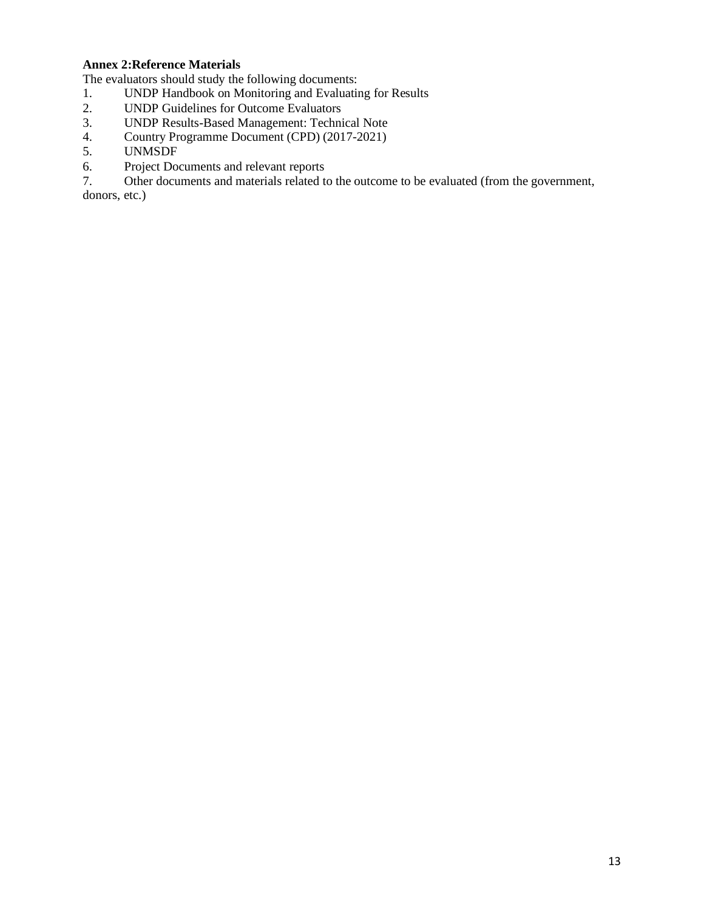**Annex 2:Reference Materials**

The evaluators should study the following documents:

1. UNDP Handbook on Monitoring and Evaluating for Results
2. UNDP Guidelines for Outcome Evaluators
3. UNDP Results-Based Management: Technical Note
4. Country Programme Document (CPD) (2017-2021)
5. UNMSDF
6. Project Documents and relevant reports
7. Other documents and materials related to the outcome to be evaluated (from the government, donors, etc.)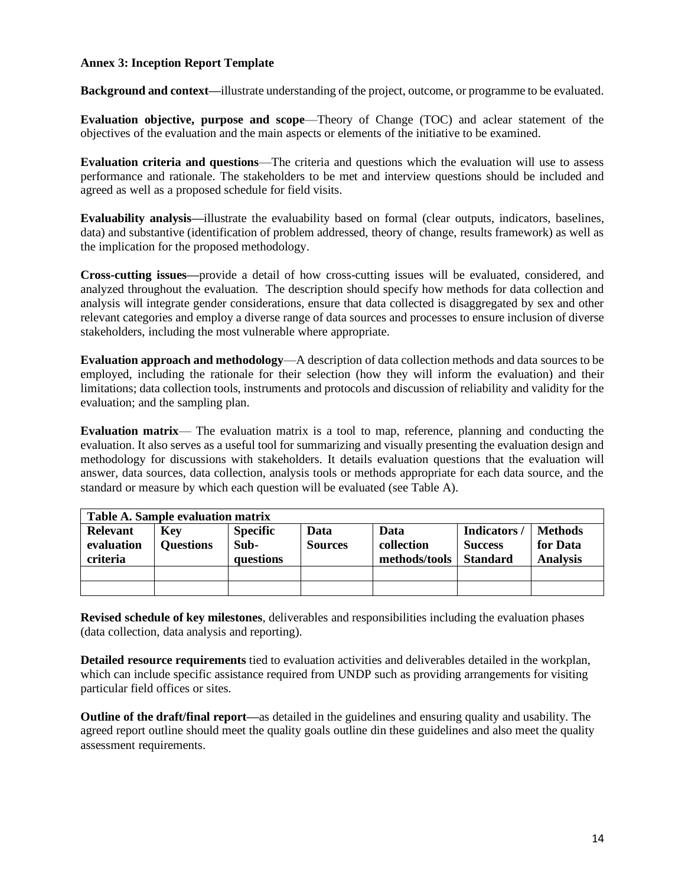**Annex 3: Inception Report Template**

**Background and context—**illustrate understanding of the project, outcome, or programme to be evaluated.

**Evaluation objective, purpose and scope**—Theory of Change (TOC) and aclear statement of the objectives of the evaluation and the main aspects or elements of the initiative to be examined.

**Evaluation criteria and questions**—The criteria and questions which the evaluation will use to assess performance and rationale. The stakeholders to be met and interview questions should be included and agreed as well as a proposed schedule for field visits.

**Evaluability analysis—**illustrate the evaluability based on formal (clear outputs, indicators, baselines, data) and substantive (identification of problem addressed, theory of change, results framework) as well as the implication for the proposed methodology.

**Cross-cutting issues—**provide a detail of how cross-cutting issues will be evaluated, considered, and analyzed throughout the evaluation. The description should specify how methods for data collection and analysis will integrate gender considerations, ensure that data collected is disaggregated by sex and other relevant categories and employ a diverse range of data sources and processes to ensure inclusion of diverse stakeholders, including the most vulnerable where appropriate.

**Evaluation approach and methodology**—A description of data collection methods and data sources to be employed, including the rationale for their selection (how they will inform the evaluation) and their limitations; data collection tools, instruments and protocols and discussion of reliability and validity for the evaluation; and the sampling plan.

**Evaluation matrix**— The evaluation matrix is a tool to map, reference, planning and conducting the evaluation. It also serves as a useful tool for summarizing and visually presenting the evaluation design and methodology for discussions with stakeholders. It details evaluation questions that the evaluation will answer, data sources, data collection, analysis tools or methods appropriate for each data source, and the standard or measure by which each question will be evaluated (see Table A).

**Table A. Sample evaluation matrix**

| Relevant evaluation criteria | Key Questions | Specific Sub-questions | Data Sources | Data collection methods/tools | Indicators / Success Standard | Methods for Data Analysis |
|---|---|---|---|---|---|---|
| | | | | | | |
| | | | | | | |

**Revised schedule of key milestones**, deliverables and responsibilities including the evaluation phases (data collection, data analysis and reporting).

**Detailed resource requirements** tied to evaluation activities and deliverables detailed in the workplan, which can include specific assistance required from UNDP such as providing arrangements for visiting particular field offices or sites.

**Outline of the draft/final report—**as detailed in the guidelines and ensuring quality and usability. The agreed report outline should meet the quality goals outline din these guidelines and also meet the quality assessment requirements.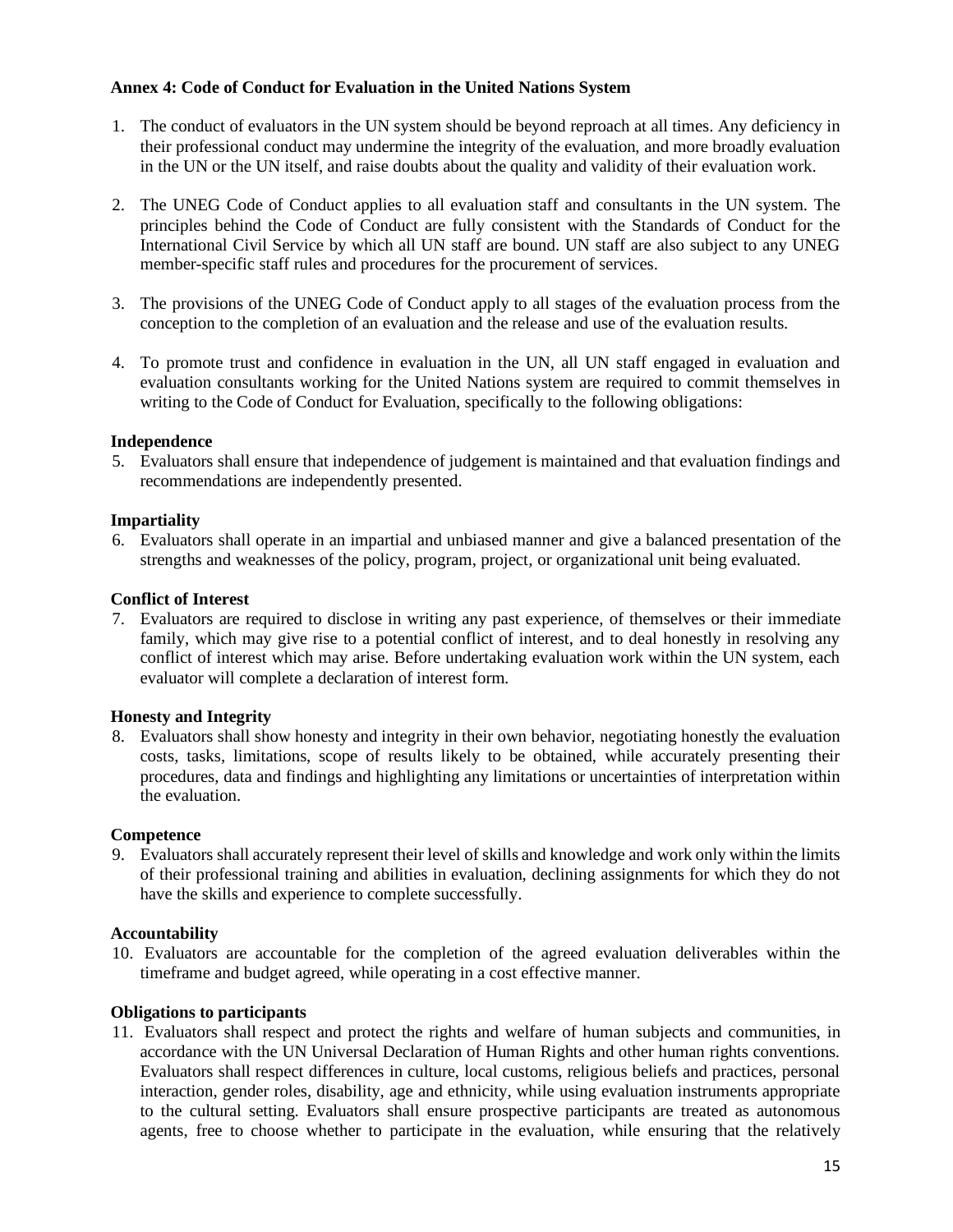**Annex 4: Code of Conduct for Evaluation in the United Nations System**

1. The conduct of evaluators in the UN system should be beyond reproach at all times. Any deficiency in their professional conduct may undermine the integrity of the evaluation, and more broadly evaluation in the UN or the UN itself, and raise doubts about the quality and validity of their evaluation work.

2. The UNEG Code of Conduct applies to all evaluation staff and consultants in the UN system. The principles behind the Code of Conduct are fully consistent with the Standards of Conduct for the International Civil Service by which all UN staff are bound. UN staff are also subject to any UNEG member-specific staff rules and procedures for the procurement of services.

3. The provisions of the UNEG Code of Conduct apply to all stages of the evaluation process from the conception to the completion of an evaluation and the release and use of the evaluation results.

4. To promote trust and confidence in evaluation in the UN, all UN staff engaged in evaluation and evaluation consultants working for the United Nations system are required to commit themselves in writing to the Code of Conduct for Evaluation, specifically to the following obligations:

**Independence**

5. Evaluators shall ensure that independence of judgement is maintained and that evaluation findings and recommendations are independently presented.

**Impartiality**

6. Evaluators shall operate in an impartial and unbiased manner and give a balanced presentation of the strengths and weaknesses of the policy, program, project, or organizational unit being evaluated.

**Conflict of Interest**

7. Evaluators are required to disclose in writing any past experience, of themselves or their immediate family, which may give rise to a potential conflict of interest, and to deal honestly in resolving any conflict of interest which may arise. Before undertaking evaluation work within the UN system, each evaluator will complete a declaration of interest form.

**Honesty and Integrity**

8. Evaluators shall show honesty and integrity in their own behavior, negotiating honestly the evaluation costs, tasks, limitations, scope of results likely to be obtained, while accurately presenting their procedures, data and findings and highlighting any limitations or uncertainties of interpretation within the evaluation.

**Competence**

9. Evaluators shall accurately represent their level of skills and knowledge and work only within the limits of their professional training and abilities in evaluation, declining assignments for which they do not have the skills and experience to complete successfully.

**Accountability**

10. Evaluators are accountable for the completion of the agreed evaluation deliverables within the timeframe and budget agreed, while operating in a cost effective manner.

**Obligations to participants**

11. Evaluators shall respect and protect the rights and welfare of human subjects and communities, in accordance with the UN Universal Declaration of Human Rights and other human rights conventions. Evaluators shall respect differences in culture, local customs, religious beliefs and practices, personal interaction, gender roles, disability, age and ethnicity, while using evaluation instruments appropriate to the cultural setting. Evaluators shall ensure prospective participants are treated as autonomous agents, free to choose whether to participate in the evaluation, while ensuring that the relatively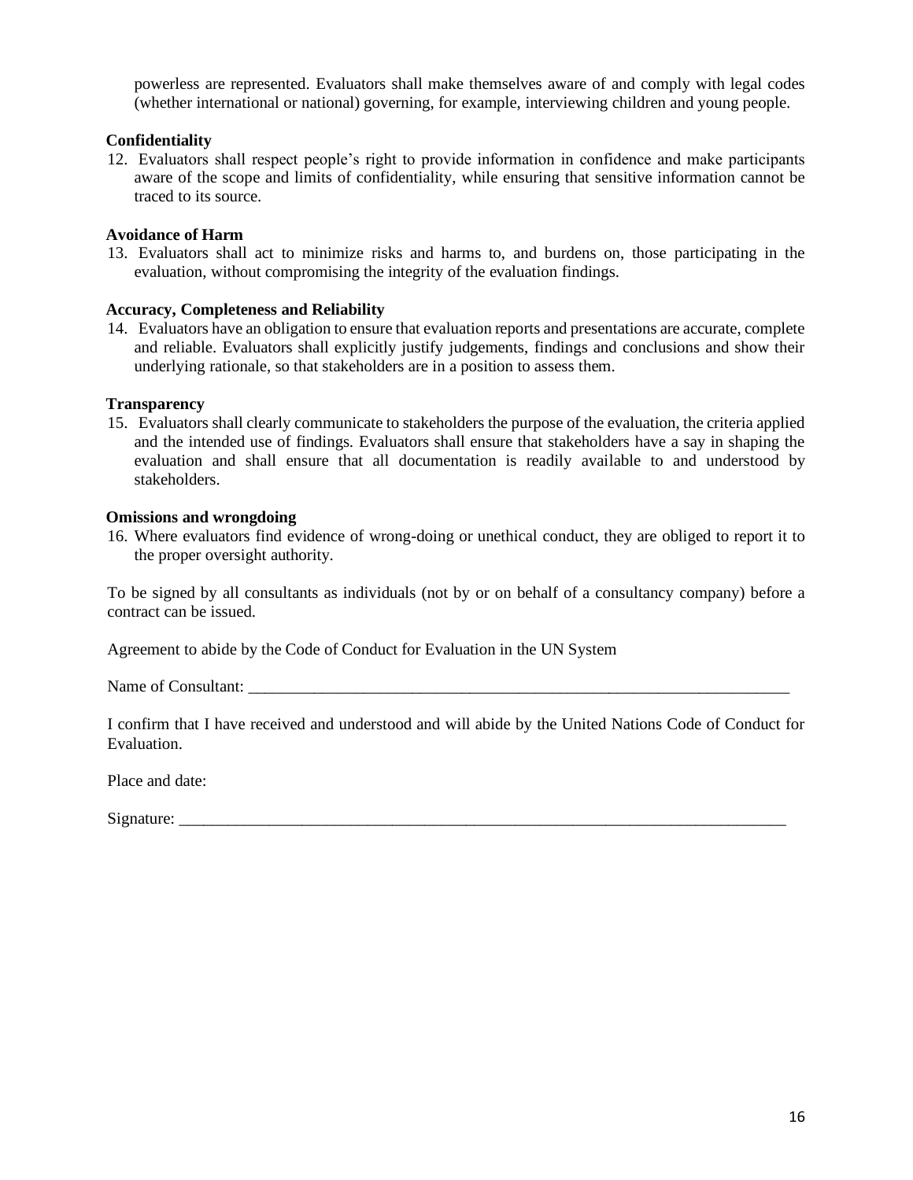powerless are represented. Evaluators shall make themselves aware of and comply with legal codes (whether international or national) governing, for example, interviewing children and young people.

**Confidentiality**

12. Evaluators shall respect people's right to provide information in confidence and make participants aware of the scope and limits of confidentiality, while ensuring that sensitive information cannot be traced to its source.

**Avoidance of Harm**

13. Evaluators shall act to minimize risks and harms to, and burdens on, those participating in the evaluation, without compromising the integrity of the evaluation findings.

**Accuracy, Completeness and Reliability**

14. Evaluators have an obligation to ensure that evaluation reports and presentations are accurate, complete and reliable. Evaluators shall explicitly justify judgements, findings and conclusions and show their underlying rationale, so that stakeholders are in a position to assess them.

**Transparency**

15. Evaluators shall clearly communicate to stakeholders the purpose of the evaluation, the criteria applied and the intended use of findings. Evaluators shall ensure that stakeholders have a say in shaping the evaluation and shall ensure that all documentation is readily available to and understood by stakeholders.

**Omissions and wrongdoing**

16. Where evaluators find evidence of wrong-doing or unethical conduct, they are obliged to report it to the proper oversight authority.

To be signed by all consultants as individuals (not by or on behalf of a consultancy company) before a contract can be issued.

Agreement to abide by the Code of Conduct for Evaluation in the UN System

Name of Consultant: ______________________________________________________________________

I confirm that I have received and understood and will abide by the United Nations Code of Conduct for Evaluation.

Place and date:

Signature: ______________________________________________________________________________